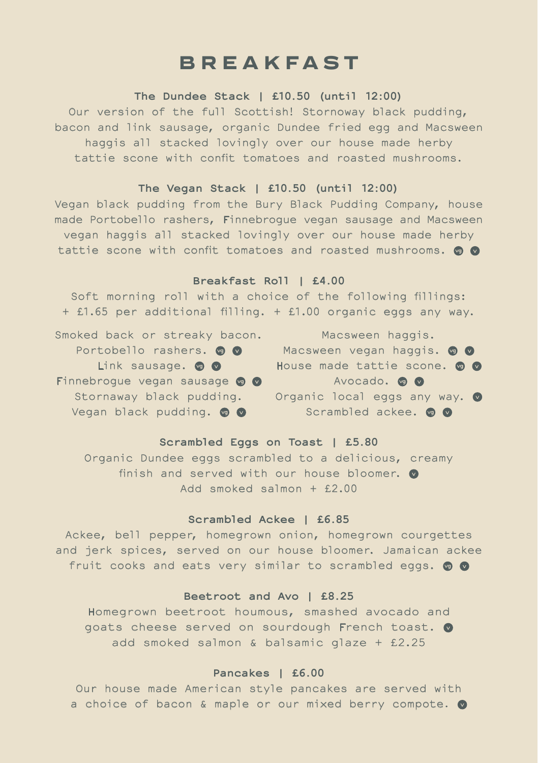# BREAKFAST

**The Dundee Stack | £10.50 (until 12:00)**

Our version of the full Scottish! Stornoway black pudding, bacon and link sausage, organic Dundee fried egg and Macsween haggis all stacked lovingly over our house made herby tattie scone with confit tomatoes and roasted mushrooms.

**The Vegan Stack | £10.50 (until 12:00)**

Vegan black pudding from the Bury Black Pudding Company, house made Portobello rashers, Finnebrogue vegan sausage and Macsween vegan haggis all stacked lovingly over our house made herby tattie scone with confit tomatoes and roasted mushrooms. vg v

**Breakfast Roll | £4.00**

Soft morning roll with a choice of the following fillings:
+ £1.65 per additional filling. + £1.00 organic eggs any way.

- Smoked back or streaky bacon.
- Portobello rashers. vg v
- Link sausage. vg v
- Finnebrogue vegan sausage vg v
- Stornaway black pudding.
- Vegan black pudding. vg v
- Macsween haggis.
- Macsween vegan haggis. vg v
- House made tattie scone. vg v
- Avocado. vg v
- Organic local eggs any way. v
- Scrambled ackee. vg v

**Scrambled Eggs on Toast | £5.80**

Organic Dundee eggs scrambled to a delicious, creamy finish and served with our house bloomer. v
Add smoked salmon + £2.00

**Scrambled Ackee | £6.85**

Ackee, bell pepper, homegrown onion, homegrown courgettes and jerk spices, served on our house bloomer. Jamaican ackee fruit cooks and eats very similar to scrambled eggs. vg v

**Beetroot and Avo | £8.25**

Homegrown beetroot houmous, smashed avocado and goats cheese served on sourdough French toast. v
add smoked salmon & balsamic glaze + £2.25

**Pancakes | £6.00**

Our house made American style pancakes are served with a choice of bacon & maple or our mixed berry compote. v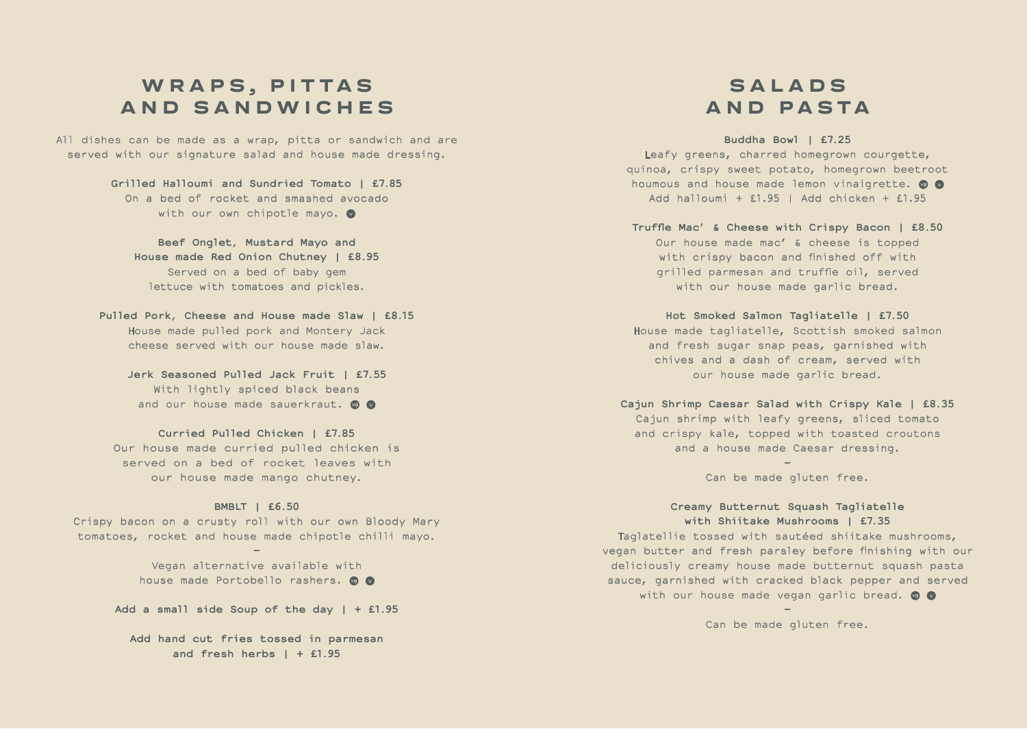# WRAPS, PITTAS AND SANDWICHES

All dishes can be made as a wrap, pitta or sandwich and are served with our signature salad and house made dressing.

**Grilled Halloumi and Sundried Tomato | £7.85**
On a bed of rocket and smashed avocado with our own chipotle mayo. (v)

**Beef Onglet, Mustard Mayo and House made Red Onion Chutney | £8.95**
Served on a bed of baby gem lettuce with tomatoes and pickles.

**Pulled Pork, Cheese and House made Slaw | £8.15**
House made pulled pork and Montery Jack cheese served with our house made slaw.

**Jerk Seasoned Pulled Jack Fruit | £7.55**
With lightly spiced black beans and our house made sauerkraut. (vg) (v)

**Curried Pulled Chicken | £7.85**
Our house made curried pulled chicken is served on a bed of rocket leaves with our house made mango chutney.

**BMBLT | £6.50**
Crispy bacon on a crusty roll with our own Bloody Mary tomatoes, rocket and house made chipotle chilli mayo.

-

Vegan alternative available with house made Portobello rashers. (vg) (v)

**Add a small side Soup of the day | + £1.95**

**Add hand cut fries tossed in parmesan and fresh herbs | + £1.95**

# SALADS AND PASTA

**Buddha Bowl | £7.25**
Leafy greens, charred homegrown courgette, quinoa, crispy sweet potato, homegrown beetroot houmous and house made lemon vinaigrette. (vg) (v)
Add halloumi + £1.95 | Add chicken + £1.95

**Truffle Mac' & Cheese with Crispy Bacon | £8.50**
Our house made mac' & cheese is topped with crispy bacon and finished off with grilled parmesan and truffle oil, served with our house made garlic bread.

**Hot Smoked Salmon Tagliatelle | £7.50**
House made tagliatelle, Scottish smoked salmon and fresh sugar snap peas, garnished with chives and a dash of cream, served with our house made garlic bread.

**Cajun Shrimp Caesar Salad with Crispy Kale | £8.35**
Cajun shrimp with leafy greens, sliced tomato and crispy kale, topped with toasted croutons and a house made Caesar dressing.

-

Can be made gluten free.

**Creamy Butternut Squash Tagliatelle with Shiitake Mushrooms | £7.35**
Taglatellie tossed with sautéed shiitake mushrooms, vegan butter and fresh parsley before finishing with our deliciously creamy house made butternut squash pasta sauce, garnished with cracked black pepper and served with our house made vegan garlic bread. (vg) (v)

-

Can be made gluten free.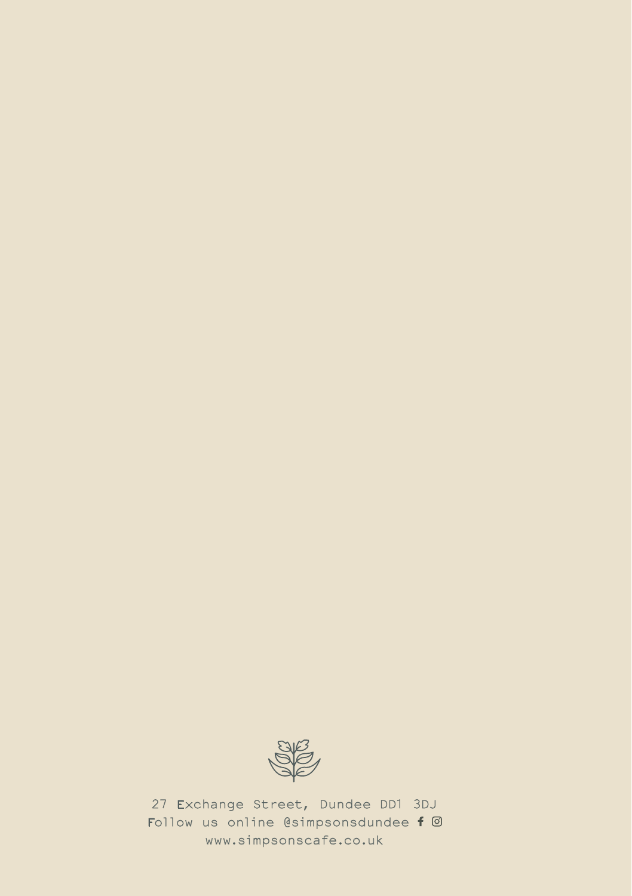27 Exchange Street, Dundee DD1 3DJ
Follow us online @simpsonsdundee
www.simpsonscafe.co.uk